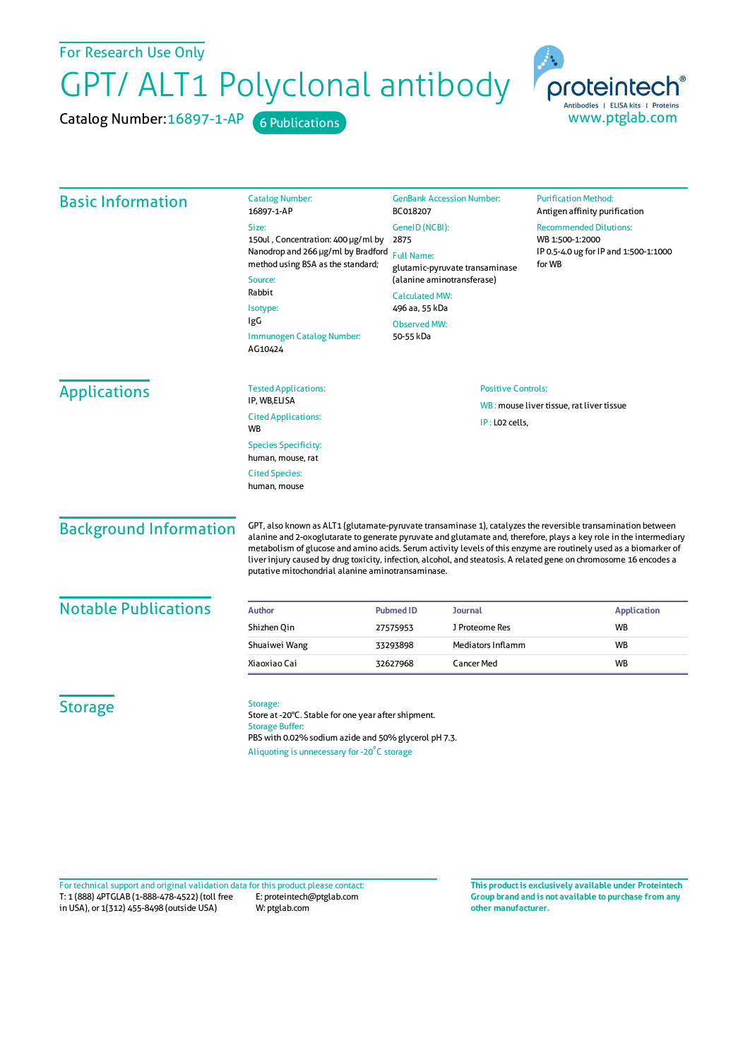For Research Use Only

# GPT/ ALT1 Polyclonal antibody

Catalog Number: 16897-1-AP    6 Publications

proteintech® Antibodies | ELISA kits | Proteins
www.ptglab.com

## Basic Information

**Catalog Number:**
16897-1-AP

**Size:**
150ul , Concentration: 400 μg/ml by Nanodrop and 266 μg/ml by Bradford method using BSA as the standard;

**Source:**
Rabbit

**Isotype:**
IgG

**Immunogen Catalog Number:**
AG10424

**GenBank Accession Number:**
BC018207

**GeneID (NCBI):**
2875

**Full Name:**
glutamic-pyruvate transaminase (alanine aminotransferase)

**Calculated MW:**
496 aa, 55 kDa

**Observed MW:**
50-55 kDa

**Purification Method:**
Antigen affinity purification

**Recommended Dilutions:**
WB 1:500-1:2000
IP 0.5-4.0 ug for IP and 1:500-1:1000 for WB

## Applications

**Tested Applications:**
IP, WB,ELISA

**Cited Applications:**
WB

**Species Specificity:**
human, mouse, rat

**Cited Species:**
human, mouse

**Positive Controls:**

WB : mouse liver tissue, rat liver tissue

IP : L02 cells,

## Background Information

GPT, also known as ALT1 (glutamate-pyruvate transaminase 1), catalyzes the reversible transamination between alanine and 2-oxoglutarate to generate pyruvate and glutamate and, therefore, plays a key role in the intermediary metabolism of glucose and amino acids. Serum activity levels of this enzyme are routinely used as a biomarker of liver injury caused by drug toxicity, infection, alcohol, and steatosis. A related gene on chromosome 16 encodes a putative mitochondrial alanine aminotransaminase.

## Notable Publications

| Author | Pubmed ID | Journal | Application |
|---|---|---|---|
| Shizhen Qin | 27575953 | J Proteome Res | WB |
| Shuaiwei Wang | 33293898 | Mediators Inflamm | WB |
| Xiaoxiao Cai | 32627968 | Cancer Med | WB |

## Storage

**Storage:**
Store at -20°C. Stable for one year after shipment.

**Storage Buffer:**
PBS with 0.02% sodium azide and 50% glycerol pH 7.3.

Aliquoting is unnecessary for -20°C storage

For technical support and original validation data for this product please contact:
T: 1 (888) 4PTGLAB (1-888-478-4522) (toll free in USA), or 1(312) 455-8498 (outside USA)
E: proteintech@ptglab.com
W: ptglab.com

**This product is exclusively available under Proteintech Group brand and is not available to purchase from any other manufacturer.**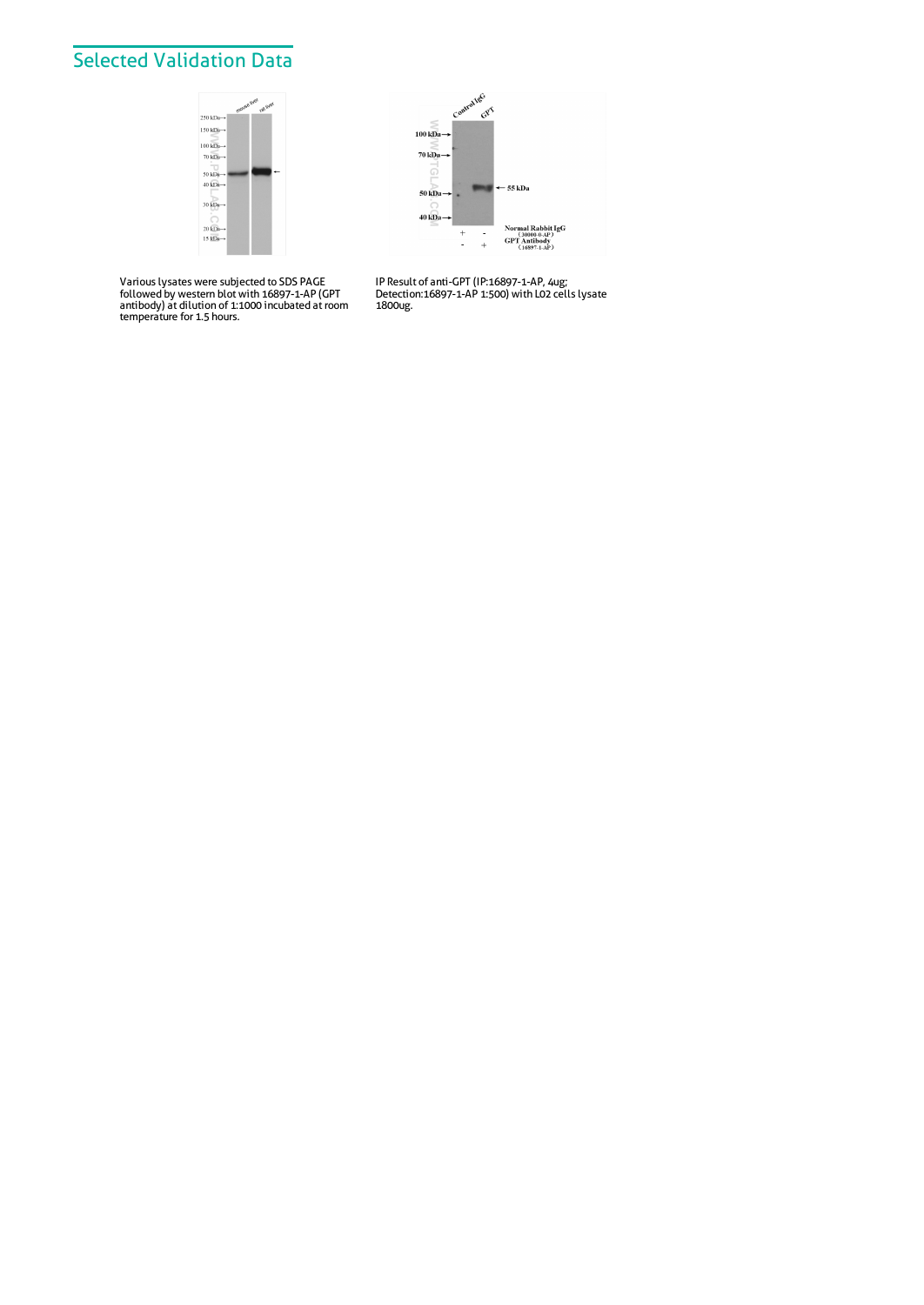## Selected Validation Data

mouse liver
rat liver
250 kDa→
150 kDa→
100 kDa→
70 kDa→
50 kDa→
40 kDa→
30 kDa→
20 kDa→
15 kDa→
←

Various lysates were subjected to SDS PAGE followed by western blot with 16897-1-AP (GPT antibody) at dilution of 1:1000 incubated at room temperature for 1.5 hours.

Control IgG
GPT
100 kDa→
70 kDa→
50 kDa→
40 kDa→
← 55 kDa
Normal Rabbit IgG (30000-0-AP) + -
GPT Antibody (16897-1-AP) - +

IP Result of anti-GPT (IP:16897-1-AP, 4ug; Detection:16897-1-AP 1:500) with L02 cells lysate 1800ug.